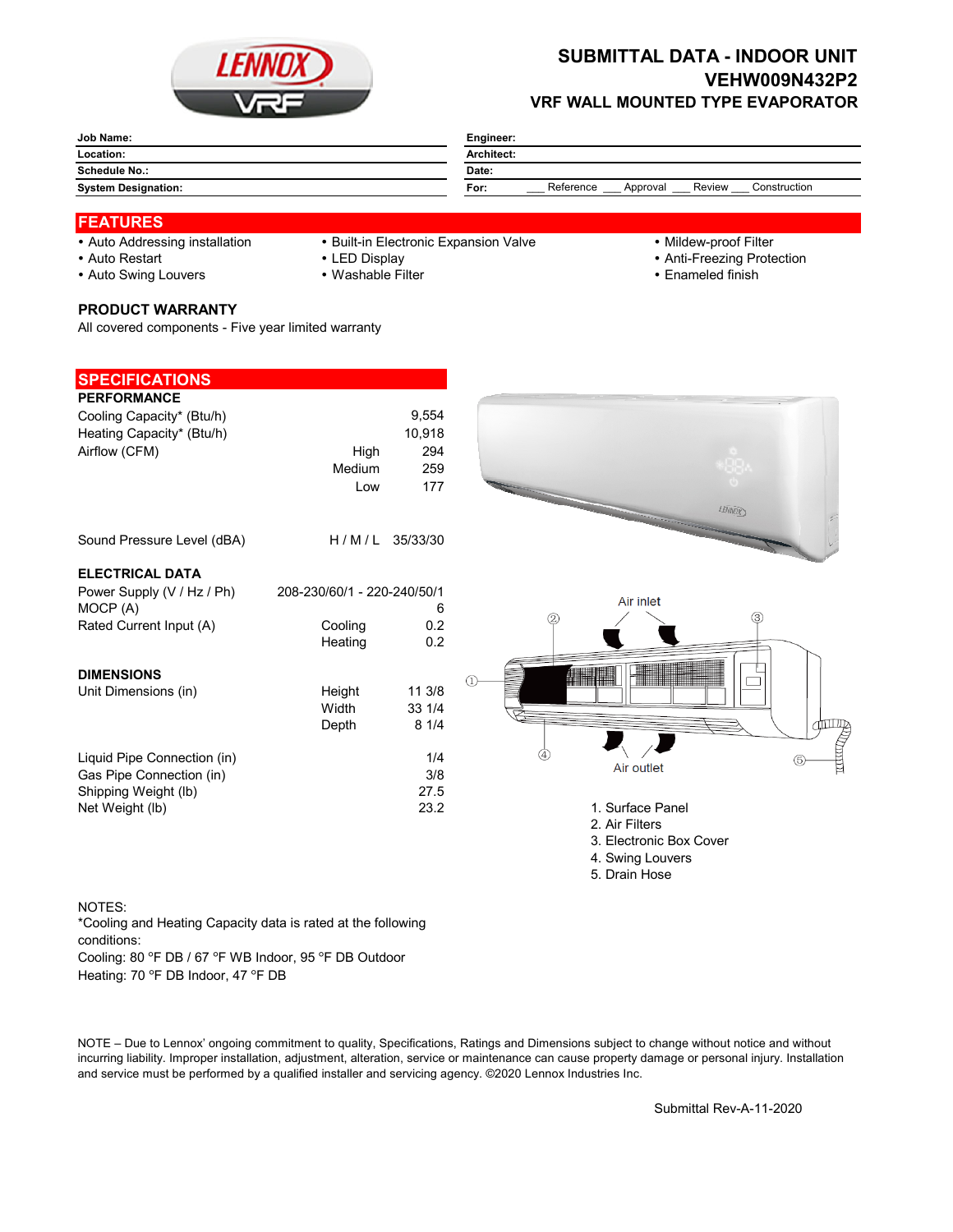# SUBMITTAL DATA - INDOOR UNIT
## VEHW009N432P2
### VRF WALL MOUNTED TYPE EVAPORATOR

| | | | |
|---|---|---|---|
| **Job Name:** | | **Engineer:** | |
| **Location:** | | **Architect:** | |
| **Schedule No.:** | | **Date:** | |
| **System Designation:** | | **For:** | ___ Reference ___ Approval ___ Review ___ Construction |

## FEATURES

- Auto Addressing installation
- Auto Restart
- Auto Swing Louvers
- Built-in Electronic Expansion Valve
- LED Display
- Washable Filter
- Mildew-proof Filter
- Anti-Freezing Protection
- Enameled finish

**PRODUCT WARRANTY**

All covered components - Five year limited warranty

## SPECIFICATIONS

| **PERFORMANCE** | | |
|---|---|---|
| Cooling Capacity* (Btu/h) | | 9,554 |
| Heating Capacity* (Btu/h) | | 10,918 |
| Airflow (CFM) | High | 294 |
| | Medium | 259 |
| | Low | 177 |
| Sound Pressure Level (dBA) | H / M / L | 35/33/30 |
| **ELECTRICAL DATA** | | |
| Power Supply (V / Hz / Ph) | | 208-230/60/1 - 220-240/50/1 |
| MOCP (A) | | 6 |
| Rated Current Input (A) | Cooling | 0.2 |
| | Heating | 0.2 |
| **DIMENSIONS** | | |
| Unit Dimensions (in) | Height | 11 3/8 |
| | Width | 33 1/4 |
| | Depth | 8 1/4 |
| Liquid Pipe Connection (in) | | 1/4 |
| Gas Pipe Connection (in) | | 3/8 |
| Shipping Weight (lb) | | 27.5 |
| Net Weight (lb) | | 23.2 |

Air inlet

Air outlet

1. Surface Panel
2. Air Filters
3. Electronic Box Cover
4. Swing Louvers
5. Drain Hose

NOTES:
*Cooling and Heating Capacity data is rated at the following conditions:
Cooling: 80 °F DB / 67 °F WB Indoor, 95 °F DB Outdoor
Heating: 70 °F DB Indoor, 47 °F DB

NOTE – Due to Lennox' ongoing commitment to quality, Specifications, Ratings and Dimensions subject to change without notice and without incurring liability. Improper installation, adjustment, alteration, service or maintenance can cause property damage or personal injury. Installation and service must be performed by a qualified installer and servicing agency. ©2020 Lennox Industries Inc.

Submittal Rev-A-11-2020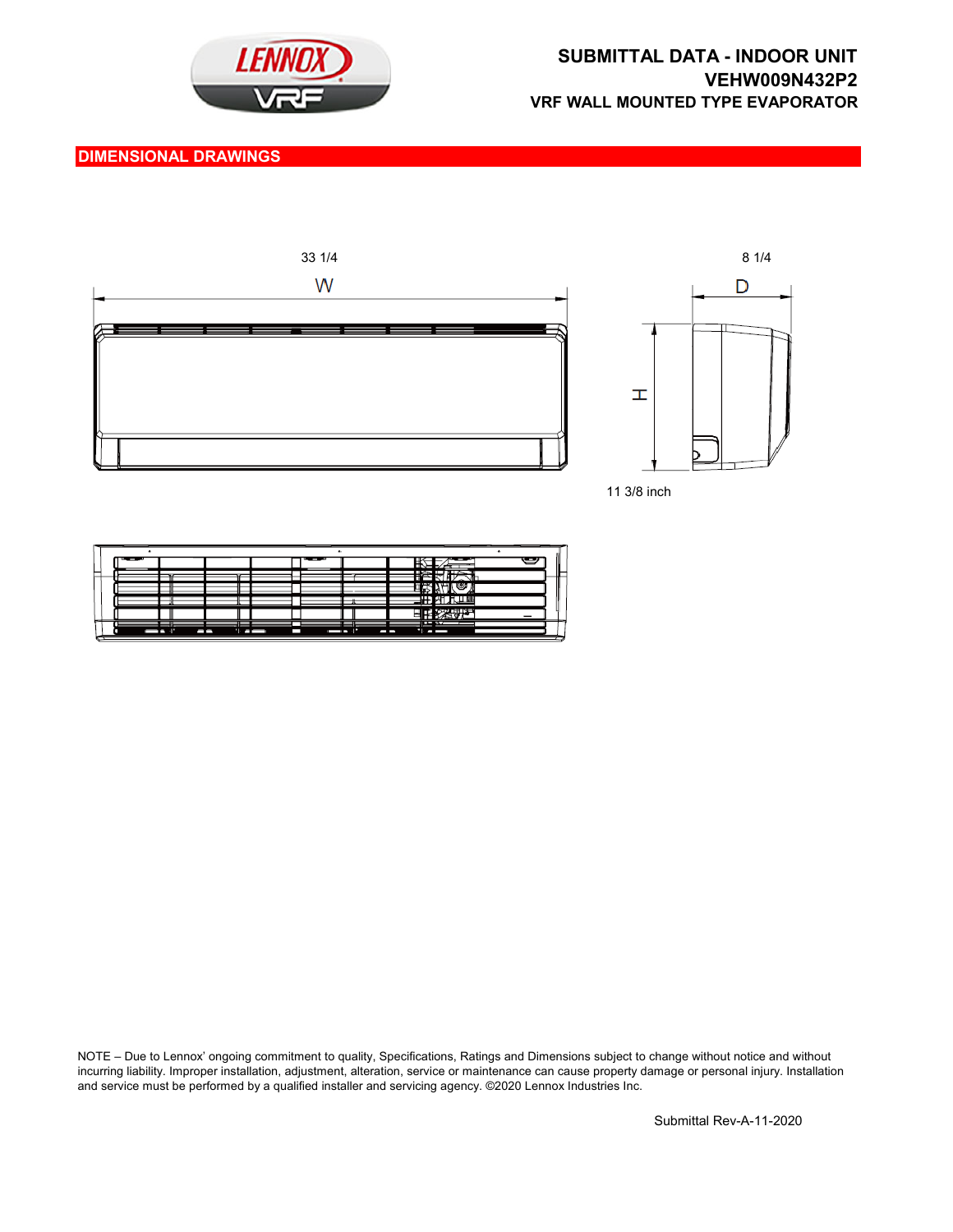# SUBMITTAL DATA - INDOOR UNIT
## VEHW009N432P2
### VRF WALL MOUNTED TYPE EVAPORATOR

## DIMENSIONAL DRAWINGS

33 1/4

W

8 1/4

D

H

11 3/8 inch

NOTE – Due to Lennox' ongoing commitment to quality, Specifications, Ratings and Dimensions subject to change without notice and without incurring liability. Improper installation, adjustment, alteration, service or maintenance can cause property damage or personal injury. Installation and service must be performed by a qualified installer and servicing agency. ©2020 Lennox Industries Inc.

Submittal Rev-A-11-2020